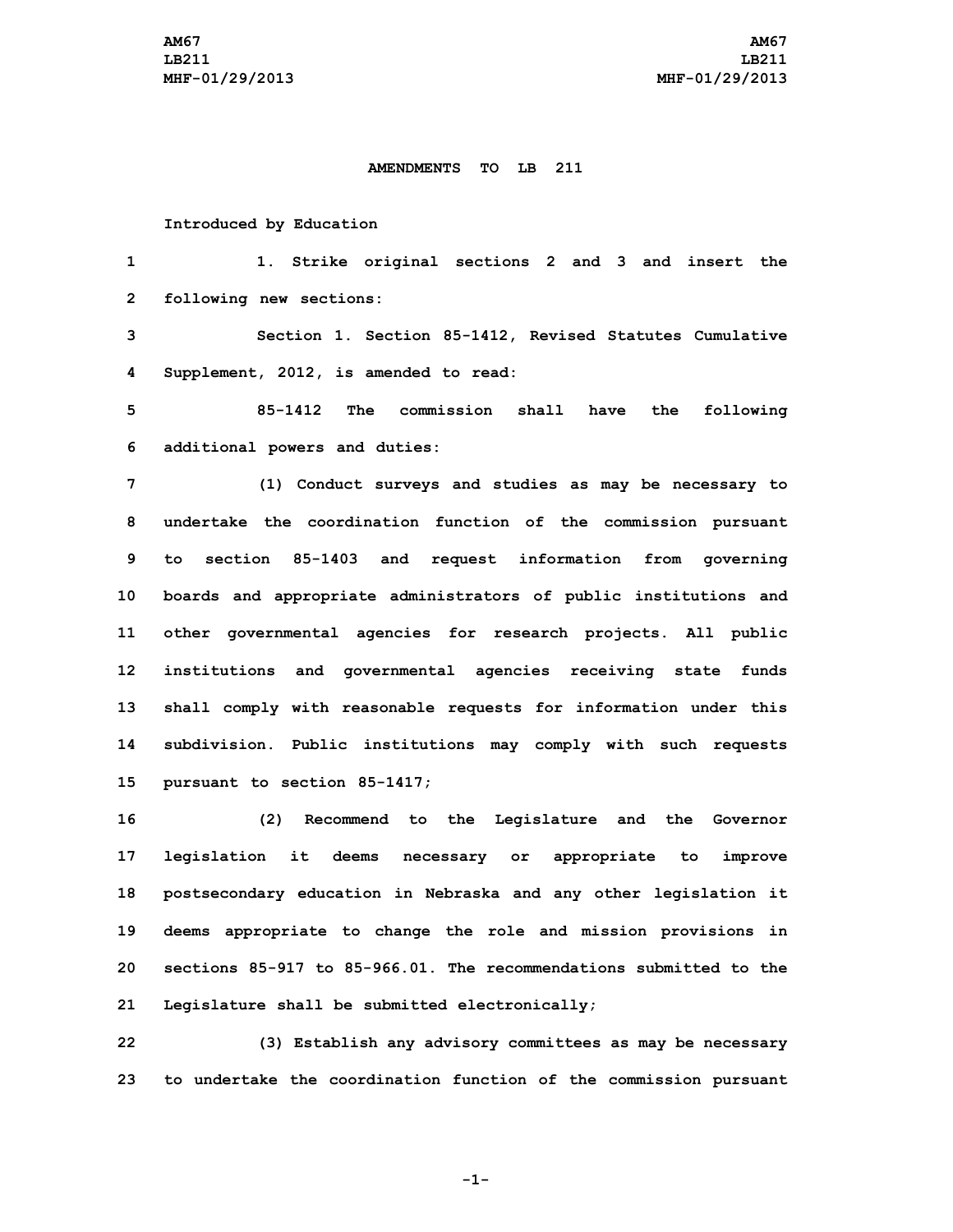**AMENDMENTS TO LB 211**

Introduced by Education

1. Strike original sections 2 and 3 and insert the following new sections:

Section 1. Section 85-1412, Revised Statutes Cumulative Supplement, 2012, is amended to read:

85-1412 The commission shall have the following additional powers and duties:

(1) Conduct surveys and studies as may be necessary to undertake the coordination function of the commission pursuant to section 85-1403 and request information from governing boards and appropriate administrators of public institutions and other governmental agencies for research projects. All public institutions and governmental agencies receiving state funds shall comply with reasonable requests for information under this subdivision. Public institutions may comply with such requests pursuant to section 85-1417;

(2) Recommend to the Legislature and the Governor legislation it deems necessary or appropriate to improve postsecondary education in Nebraska and any other legislation it deems appropriate to change the role and mission provisions in sections 85-917 to 85-966.01. The recommendations submitted to the Legislature shall be submitted electronically;

(3) Establish any advisory committees as may be necessary to undertake the coordination function of the commission pursuant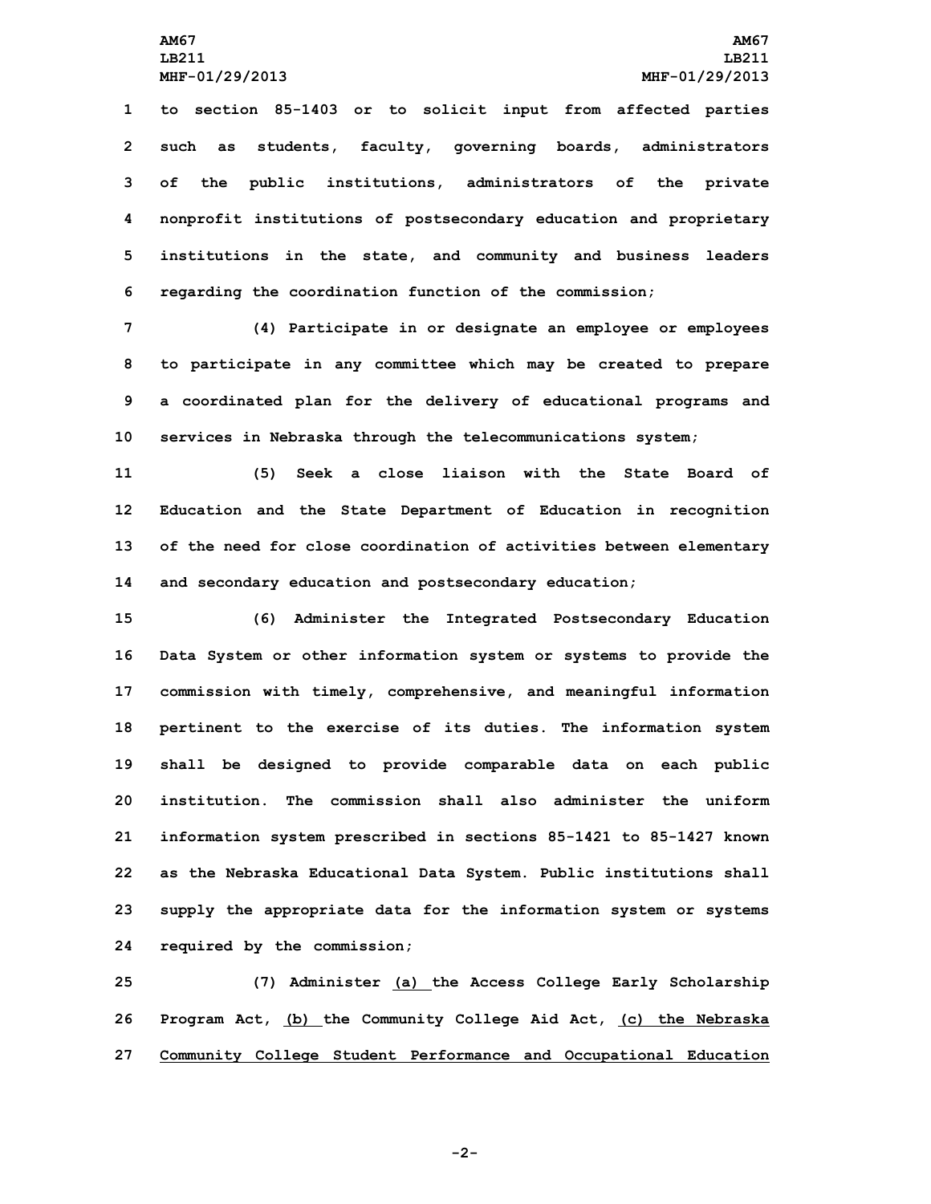to section 85-1403 or to solicit input from affected parties such as students, faculty, governing boards, administrators of the public institutions, administrators of the private nonprofit institutions of postsecondary education and proprietary institutions in the state, and community and business leaders regarding the coordination function of the commission;

(4) Participate in or designate an employee or employees to participate in any committee which may be created to prepare a coordinated plan for the delivery of educational programs and services in Nebraska through the telecommunications system;

(5) Seek a close liaison with the State Board of Education and the State Department of Education in recognition of the need for close coordination of activities between elementary and secondary education and postsecondary education;

(6) Administer the Integrated Postsecondary Education Data System or other information system or systems to provide the commission with timely, comprehensive, and meaningful information pertinent to the exercise of its duties. The information system shall be designed to provide comparable data on each public institution. The commission shall also administer the uniform information system prescribed in sections 85-1421 to 85-1427 known as the Nebraska Educational Data System. Public institutions shall supply the appropriate data for the information system or systems required by the commission;

(7) Administer <u>(a)</u> the Access College Early Scholarship Program Act, <u>(b)</u> the Community College Aid Act, <u>(c) the Nebraska Community College Student Performance and Occupational Education</u>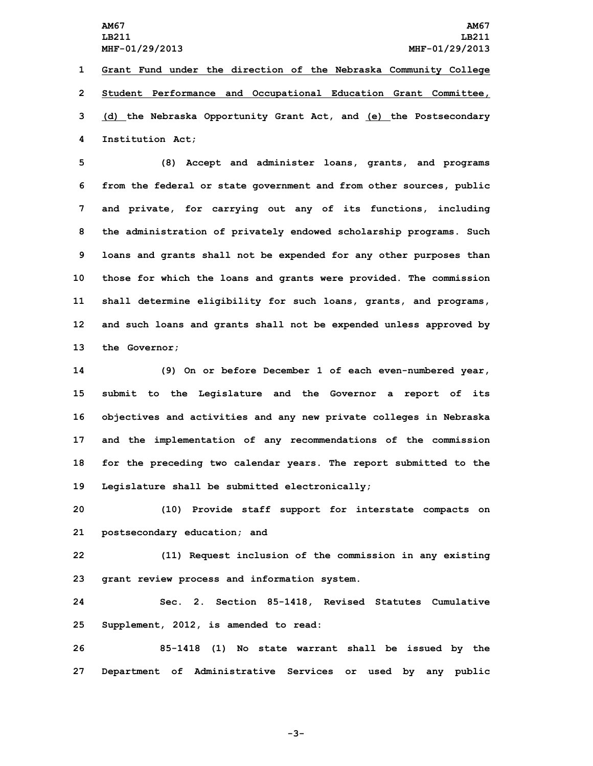Grant Fund under the direction of the Nebraska Community College Student Performance and Occupational Education Grant Committee, (d) the Nebraska Opportunity Grant Act, and (e) the Postsecondary Institution Act;

(8) Accept and administer loans, grants, and programs from the federal or state government and from other sources, public and private, for carrying out any of its functions, including the administration of privately endowed scholarship programs. Such loans and grants shall not be expended for any other purposes than those for which the loans and grants were provided. The commission shall determine eligibility for such loans, grants, and programs, and such loans and grants shall not be expended unless approved by the Governor;

(9) On or before December 1 of each even-numbered year, submit to the Legislature and the Governor a report of its objectives and activities and any new private colleges in Nebraska and the implementation of any recommendations of the commission for the preceding two calendar years. The report submitted to the Legislature shall be submitted electronically;

(10) Provide staff support for interstate compacts on postsecondary education; and

(11) Request inclusion of the commission in any existing grant review process and information system.

Sec. 2. Section 85-1418, Revised Statutes Cumulative Supplement, 2012, is amended to read:

85-1418 (1) No state warrant shall be issued by the Department of Administrative Services or used by any public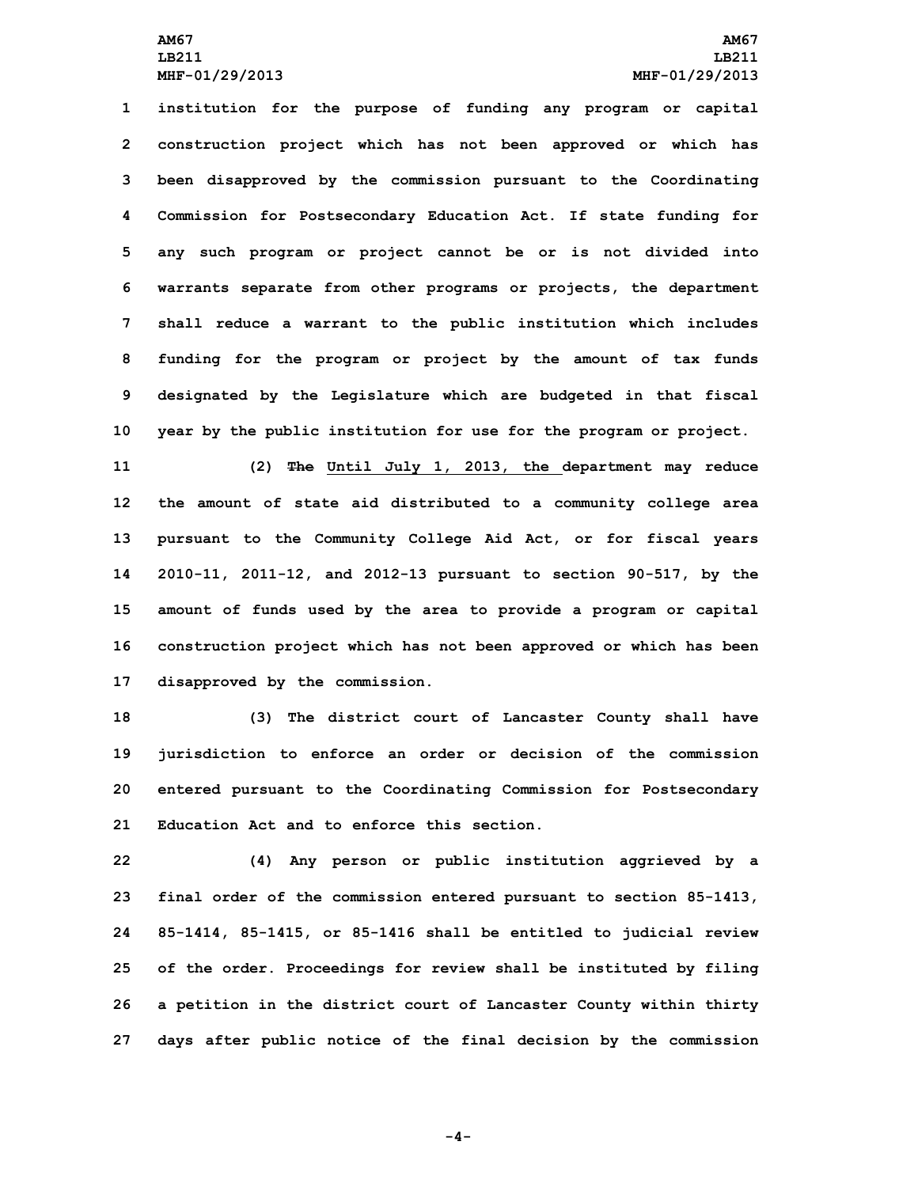institution for the purpose of funding any program or capital construction project which has not been approved or which has been disapproved by the commission pursuant to the Coordinating Commission for Postsecondary Education Act. If state funding for any such program or project cannot be or is not divided into warrants separate from other programs or projects, the department shall reduce a warrant to the public institution which includes funding for the program or project by the amount of tax funds designated by the Legislature which are budgeted in that fiscal year by the public institution for use for the program or project.

(2) ~~The~~ Until July 1, 2013, the department may reduce the amount of state aid distributed to a community college area pursuant to the Community College Aid Act, or for fiscal years 2010-11, 2011-12, and 2012-13 pursuant to section 90-517, by the amount of funds used by the area to provide a program or capital construction project which has not been approved or which has been disapproved by the commission.

(3) The district court of Lancaster County shall have jurisdiction to enforce an order or decision of the commission entered pursuant to the Coordinating Commission for Postsecondary Education Act and to enforce this section.

(4) Any person or public institution aggrieved by a final order of the commission entered pursuant to section 85-1413, 85-1414, 85-1415, or 85-1416 shall be entitled to judicial review of the order. Proceedings for review shall be instituted by filing a petition in the district court of Lancaster County within thirty days after public notice of the final decision by the commission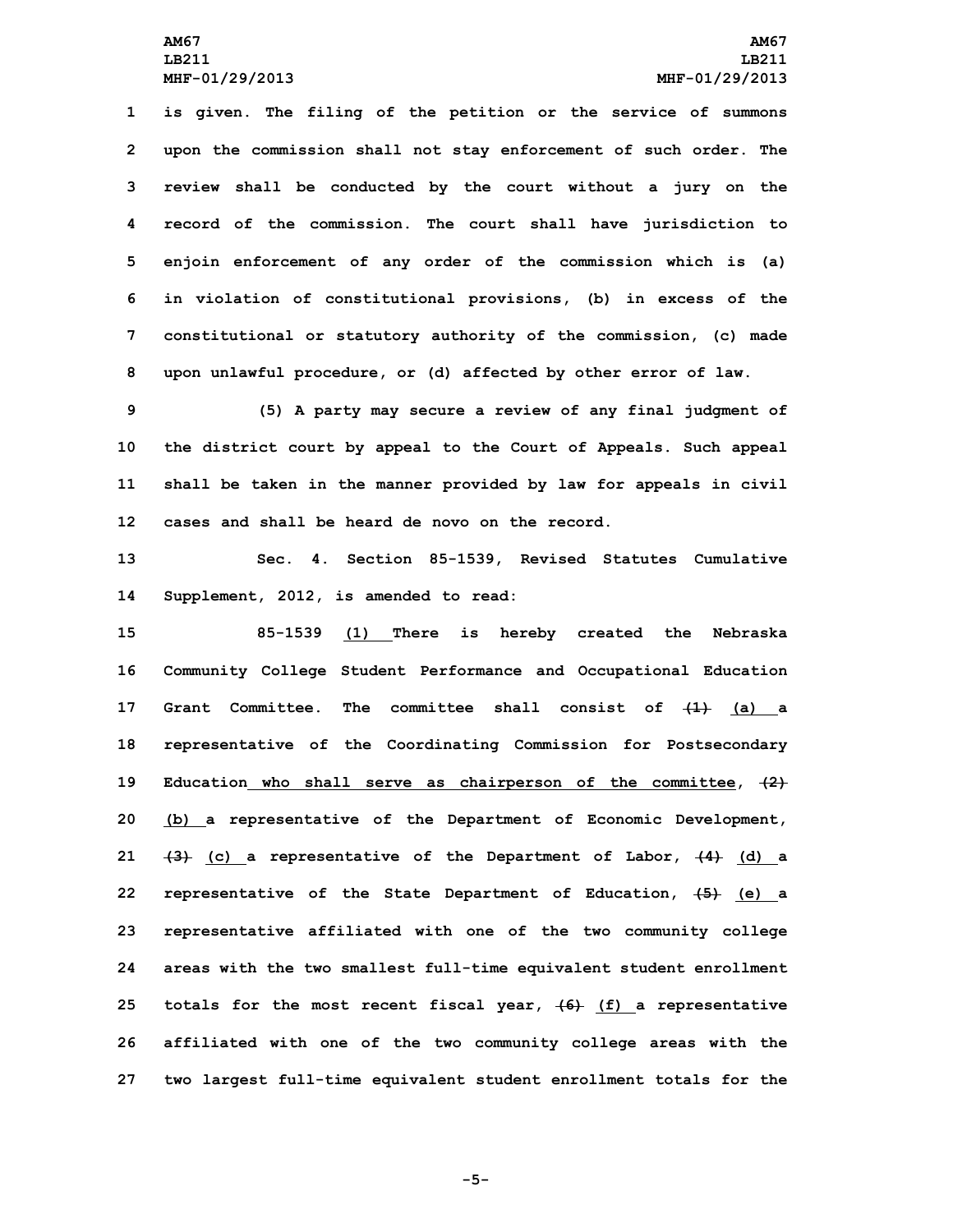is given. The filing of the petition or the service of summons upon the commission shall not stay enforcement of such order. The review shall be conducted by the court without a jury on the record of the commission. The court shall have jurisdiction to enjoin enforcement of any order of the commission which is (a) in violation of constitutional provisions, (b) in excess of the constitutional or statutory authority of the commission, (c) made upon unlawful procedure, or (d) affected by other error of law.

(5) A party may secure a review of any final judgment of the district court by appeal to the Court of Appeals. Such appeal shall be taken in the manner provided by law for appeals in civil cases and shall be heard de novo on the record.

Sec. 4. Section 85-1539, Revised Statutes Cumulative Supplement, 2012, is amended to read:

85-1539 <u>(1)</u> There is hereby created the Nebraska Community College Student Performance and Occupational Education Grant Committee. The committee shall consist of ~~(1)~~ <u>(a)</u> a representative of the Coordinating Commission for Postsecondary Education<u> who shall serve as chairperson of the committee</u>, ~~(2)~~ <u>(b)</u> a representative of the Department of Economic Development, ~~(3)~~ <u>(c)</u> a representative of the Department of Labor, ~~(4)~~ <u>(d)</u> a representative of the State Department of Education, ~~(5)~~ <u>(e)</u> a representative affiliated with one of the two community college areas with the two smallest full-time equivalent student enrollment totals for the most recent fiscal year, ~~(6)~~ <u>(f)</u> a representative affiliated with one of the two community college areas with the two largest full-time equivalent student enrollment totals for the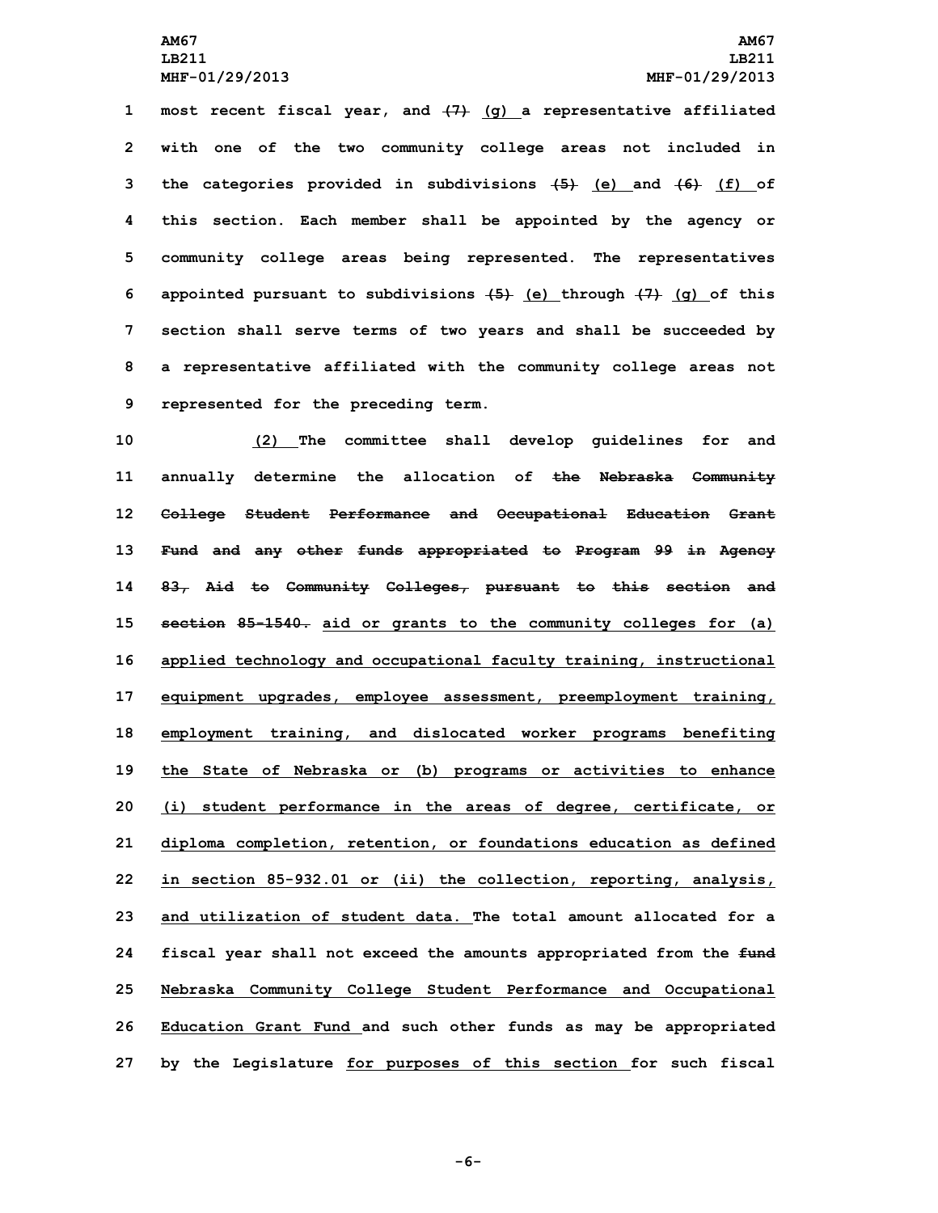most recent fiscal year, and ~~(7)~~ (g) a representative affiliated with one of the two community college areas not included in the categories provided in subdivisions ~~(5)~~ (e) and ~~(6)~~ (f) of this section. Each member shall be appointed by the agency or community college areas being represented. The representatives appointed pursuant to subdivisions ~~(5)~~ (e) through ~~(7)~~ (g) of this section shall serve terms of two years and shall be succeeded by a representative affiliated with the community college areas not represented for the preceding term.

(2) The committee shall develop guidelines for and annually determine the allocation of ~~the Nebraska Community College Student Performance and Occupational Education Grant Fund and any other funds appropriated to Program 99 in Agency 83, Aid to Community Colleges, pursuant to this section and section 85-1540.~~ aid or grants to the community colleges for (a) applied technology and occupational faculty training, instructional equipment upgrades, employee assessment, preemployment training, employment training, and dislocated worker programs benefiting the State of Nebraska or (b) programs or activities to enhance (i) student performance in the areas of degree, certificate, or diploma completion, retention, or foundations education as defined in section 85-932.01 or (ii) the collection, reporting, analysis, and utilization of student data. The total amount allocated for a fiscal year shall not exceed the amounts appropriated from the ~~fund~~ Nebraska Community College Student Performance and Occupational Education Grant Fund and such other funds as may be appropriated by the Legislature for purposes of this section for such fiscal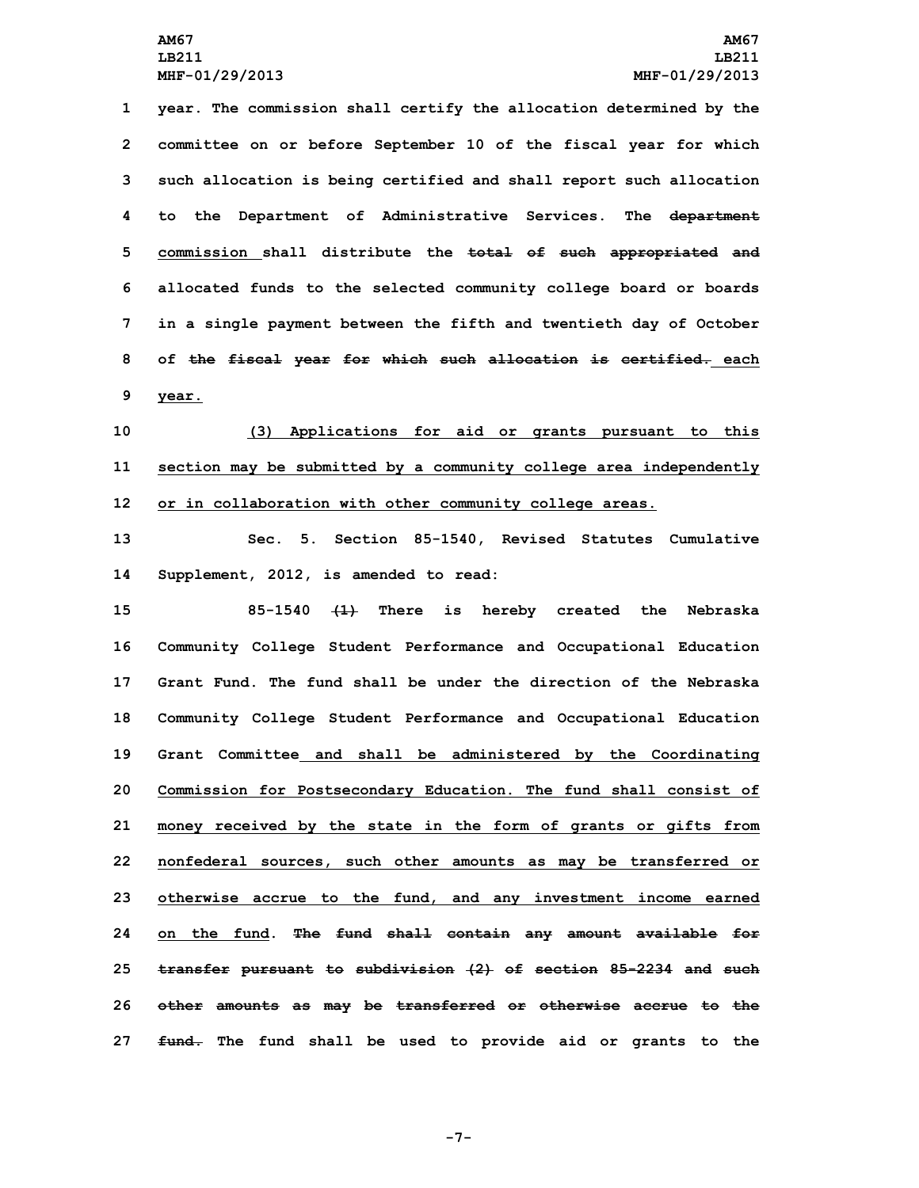year. The commission shall certify the allocation determined by the committee on or before September 10 of the fiscal year for which such allocation is being certified and shall report such allocation to the Department of Administrative Services. The ~~department~~ commission shall distribute the ~~total of such appropriated and~~ allocated funds to the selected community college board or boards in a single payment between the fifth and twentieth day of October of ~~the fiscal year for which such allocation is certified.~~ each year.

(3) Applications for aid or grants pursuant to this section may be submitted by a community college area independently or in collaboration with other community college areas.

Sec. 5. Section 85-1540, Revised Statutes Cumulative Supplement, 2012, is amended to read:

85-1540 ~~(1)~~ There is hereby created the Nebraska Community College Student Performance and Occupational Education Grant Fund. The fund shall be under the direction of the Nebraska Community College Student Performance and Occupational Education Grant Committee and shall be administered by the Coordinating Commission for Postsecondary Education. The fund shall consist of money received by the state in the form of grants or gifts from nonfederal sources, such other amounts as may be transferred or otherwise accrue to the fund, and any investment income earned on the fund. ~~The fund shall contain any amount available for transfer pursuant to subdivision (2) of section 85-2234 and such other amounts as may be transferred or otherwise accrue to the fund.~~ The fund shall be used to provide aid or grants to the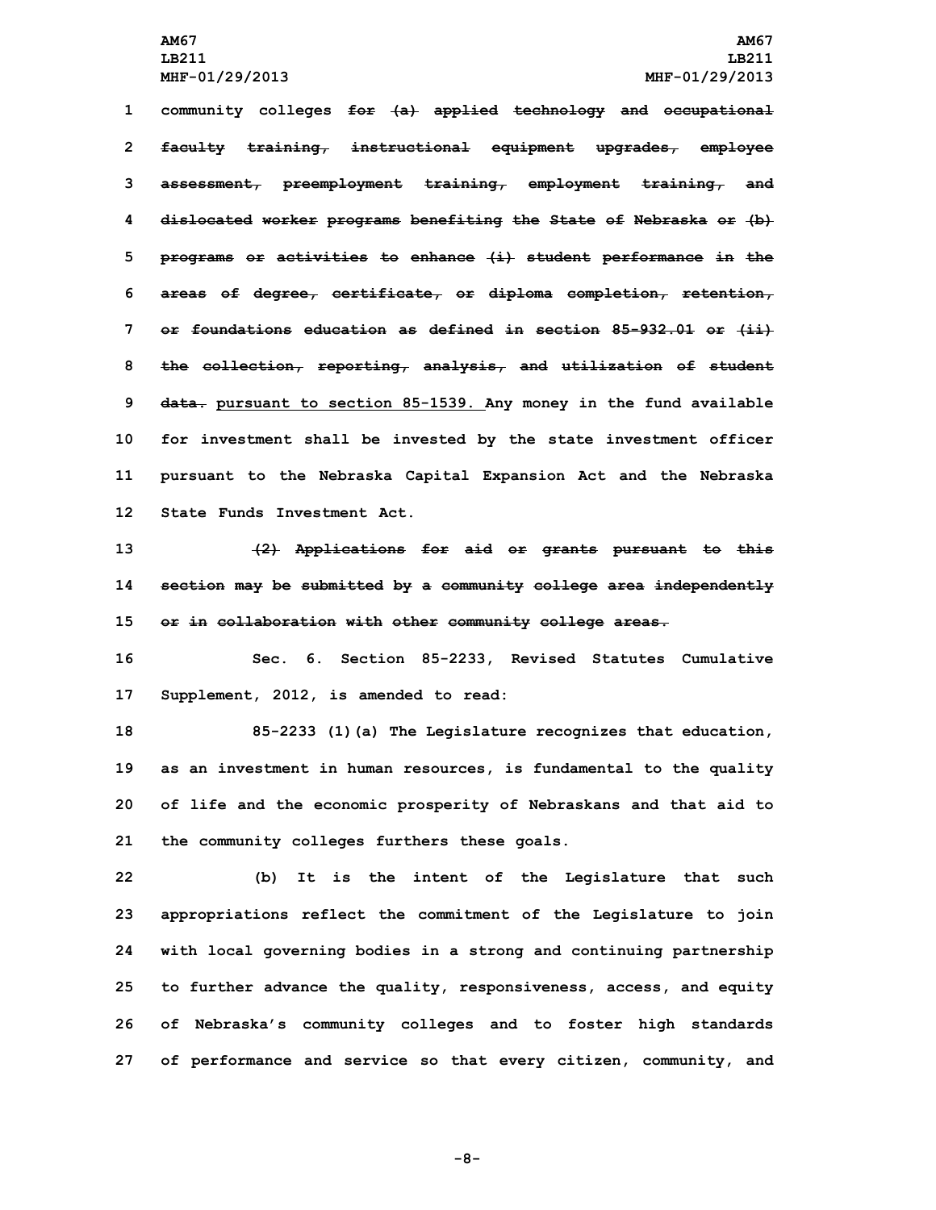community colleges ~~for (a) applied technology and occupational faculty training, instructional equipment upgrades, employee assessment, preemployment training, employment training, and dislocated worker programs benefiting the State of Nebraska or (b) programs or activities to enhance (i) student performance in the areas of degree, certificate, or diploma completion, retention, or foundations education as defined in section 85-932.01 or (ii) the collection, reporting, analysis, and utilization of student data.~~ pursuant to section 85-1539. Any money in the fund available for investment shall be invested by the state investment officer pursuant to the Nebraska Capital Expansion Act and the Nebraska State Funds Investment Act.

~~(2) Applications for aid or grants pursuant to this section may be submitted by a community college area independently or in collaboration with other community college areas.~~

Sec. 6. Section 85-2233, Revised Statutes Cumulative Supplement, 2012, is amended to read:

85-2233 (1)(a) The Legislature recognizes that education, as an investment in human resources, is fundamental to the quality of life and the economic prosperity of Nebraskans and that aid to the community colleges furthers these goals.

(b) It is the intent of the Legislature that such appropriations reflect the commitment of the Legislature to join with local governing bodies in a strong and continuing partnership to further advance the quality, responsiveness, access, and equity of Nebraska's community colleges and to foster high standards of performance and service so that every citizen, community, and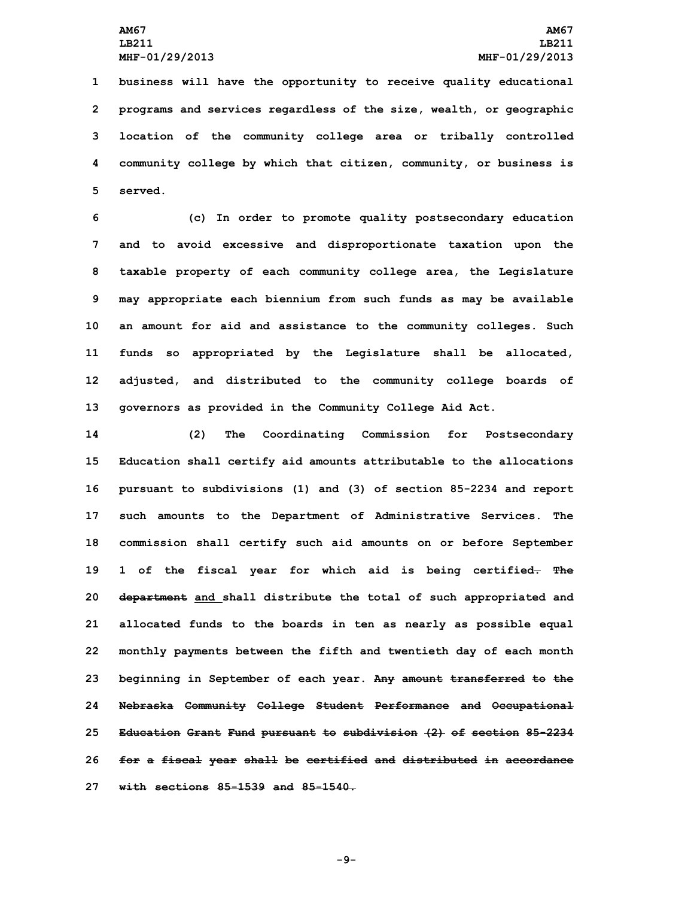business will have the opportunity to receive quality educational programs and services regardless of the size, wealth, or geographic location of the community college area or tribally controlled community college by which that citizen, community, or business is served.

(c) In order to promote quality postsecondary education and to avoid excessive and disproportionate taxation upon the taxable property of each community college area, the Legislature may appropriate each biennium from such funds as may be available an amount for aid and assistance to the community colleges. Such funds so appropriated by the Legislature shall be allocated, adjusted, and distributed to the community college boards of governors as provided in the Community College Aid Act.

(2) The Coordinating Commission for Postsecondary Education shall certify aid amounts attributable to the allocations pursuant to subdivisions (1) and (3) of section 85-2234 and report such amounts to the Department of Administrative Services. The commission shall certify such aid amounts on or before September 1 of the fiscal year for which aid is being certified~~. The department~~ and shall distribute the total of such appropriated and allocated funds to the boards in ten as nearly as possible equal monthly payments between the fifth and twentieth day of each month beginning in September of each year. ~~Any amount transferred to the Nebraska Community College Student Performance and Occupational Education Grant Fund pursuant to subdivision (2) of section 85-2234 for a fiscal year shall be certified and distributed in accordance with sections 85-1539 and 85-1540.~~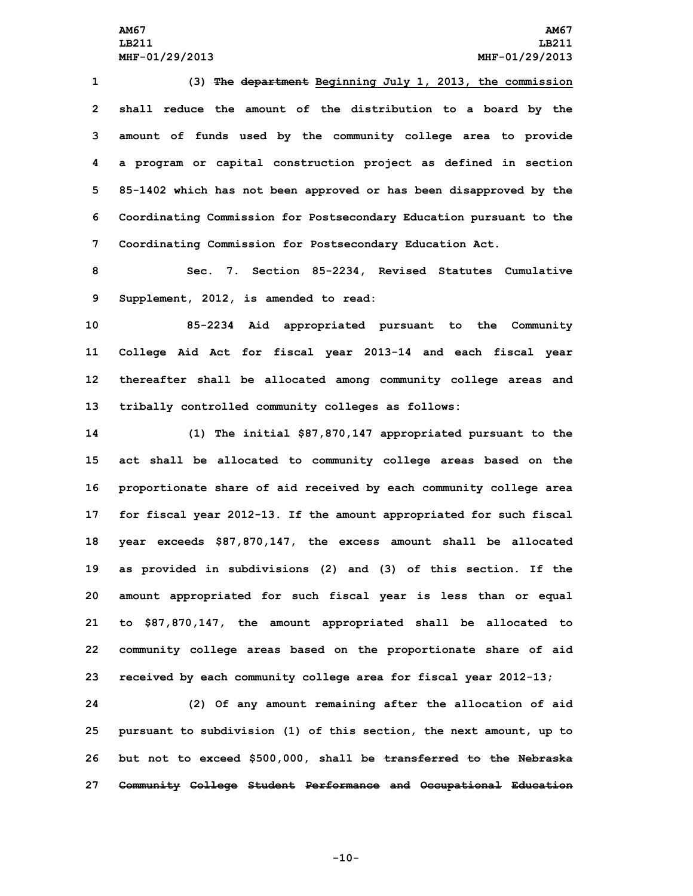(3) ~~The department~~ Beginning July 1, 2013, the commission shall reduce the amount of the distribution to a board by the amount of funds used by the community college area to provide a program or capital construction project as defined in section 85-1402 which has not been approved or has been disapproved by the Coordinating Commission for Postsecondary Education pursuant to the Coordinating Commission for Postsecondary Education Act.

Sec. 7. Section 85-2234, Revised Statutes Cumulative Supplement, 2012, is amended to read:

85-2234 Aid appropriated pursuant to the Community College Aid Act for fiscal year 2013-14 and each fiscal year thereafter shall be allocated among community college areas and tribally controlled community colleges as follows:

(1) The initial $87,870,147 appropriated pursuant to the act shall be allocated to community college areas based on the proportionate share of aid received by each community college area for fiscal year 2012-13. If the amount appropriated for such fiscal year exceeds $87,870,147, the excess amount shall be allocated as provided in subdivisions (2) and (3) of this section. If the amount appropriated for such fiscal year is less than or equal to $87,870,147, the amount appropriated shall be allocated to community college areas based on the proportionate share of aid received by each community college area for fiscal year 2012-13;

(2) Of any amount remaining after the allocation of aid pursuant to subdivision (1) of this section, the next amount, up to but not to exceed $500,000, shall be ~~transferred to the Nebraska Community College Student Performance and Occupational Education~~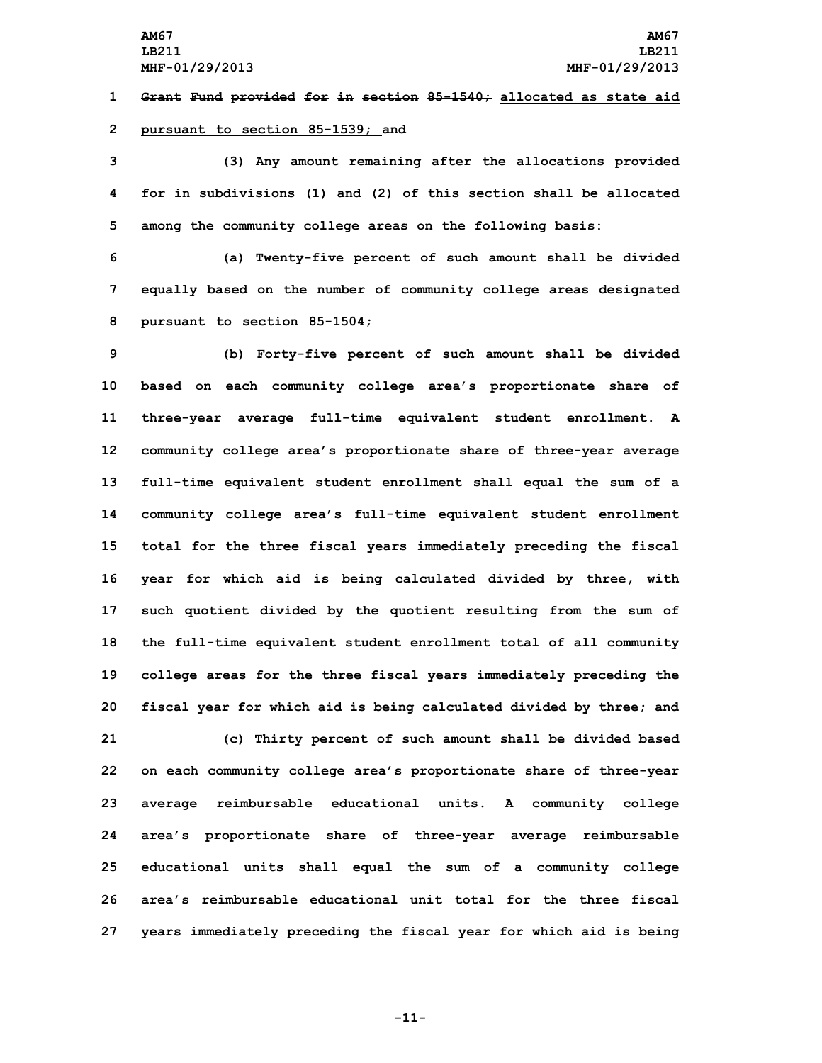~~Grant Fund provided for in section 85-1540;~~ allocated as state aid pursuant to section 85-1539; and

(3) Any amount remaining after the allocations provided for in subdivisions (1) and (2) of this section shall be allocated among the community college areas on the following basis:

(a) Twenty-five percent of such amount shall be divided equally based on the number of community college areas designated pursuant to section 85-1504;

(b) Forty-five percent of such amount shall be divided based on each community college area's proportionate share of three-year average full-time equivalent student enrollment. A community college area's proportionate share of three-year average full-time equivalent student enrollment shall equal the sum of a community college area's full-time equivalent student enrollment total for the three fiscal years immediately preceding the fiscal year for which aid is being calculated divided by three, with such quotient divided by the quotient resulting from the sum of the full-time equivalent student enrollment total of all community college areas for the three fiscal years immediately preceding the fiscal year for which aid is being calculated divided by three; and

(c) Thirty percent of such amount shall be divided based on each community college area's proportionate share of three-year average reimbursable educational units. A community college area's proportionate share of three-year average reimbursable educational units shall equal the sum of a community college area's reimbursable educational unit total for the three fiscal years immediately preceding the fiscal year for which aid is being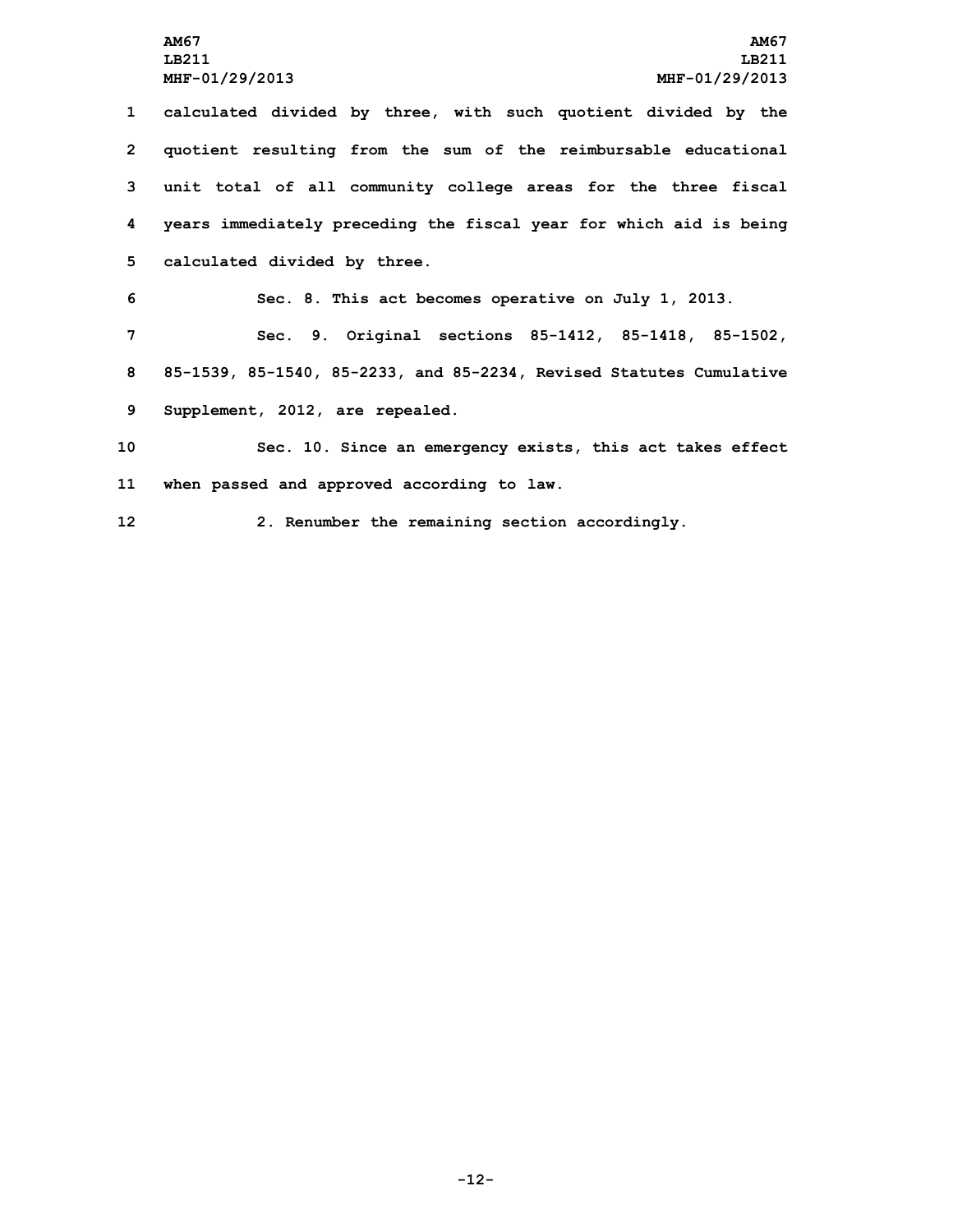1 calculated divided by three, with such quotient divided by the
2 quotient resulting from the sum of the reimbursable educational
3 unit total of all community college areas for the three fiscal
4 years immediately preceding the fiscal year for which aid is being
5 calculated divided by three.

6 Sec. 8. This act becomes operative on July 1, 2013.

7 Sec. 9. Original sections 85-1412, 85-1418, 85-1502,
8 85-1539, 85-1540, 85-2233, and 85-2234, Revised Statutes Cumulative
9 Supplement, 2012, are repealed.

10 Sec. 10. Since an emergency exists, this act takes effect
11 when passed and approved according to law.

12 2. Renumber the remaining section accordingly.